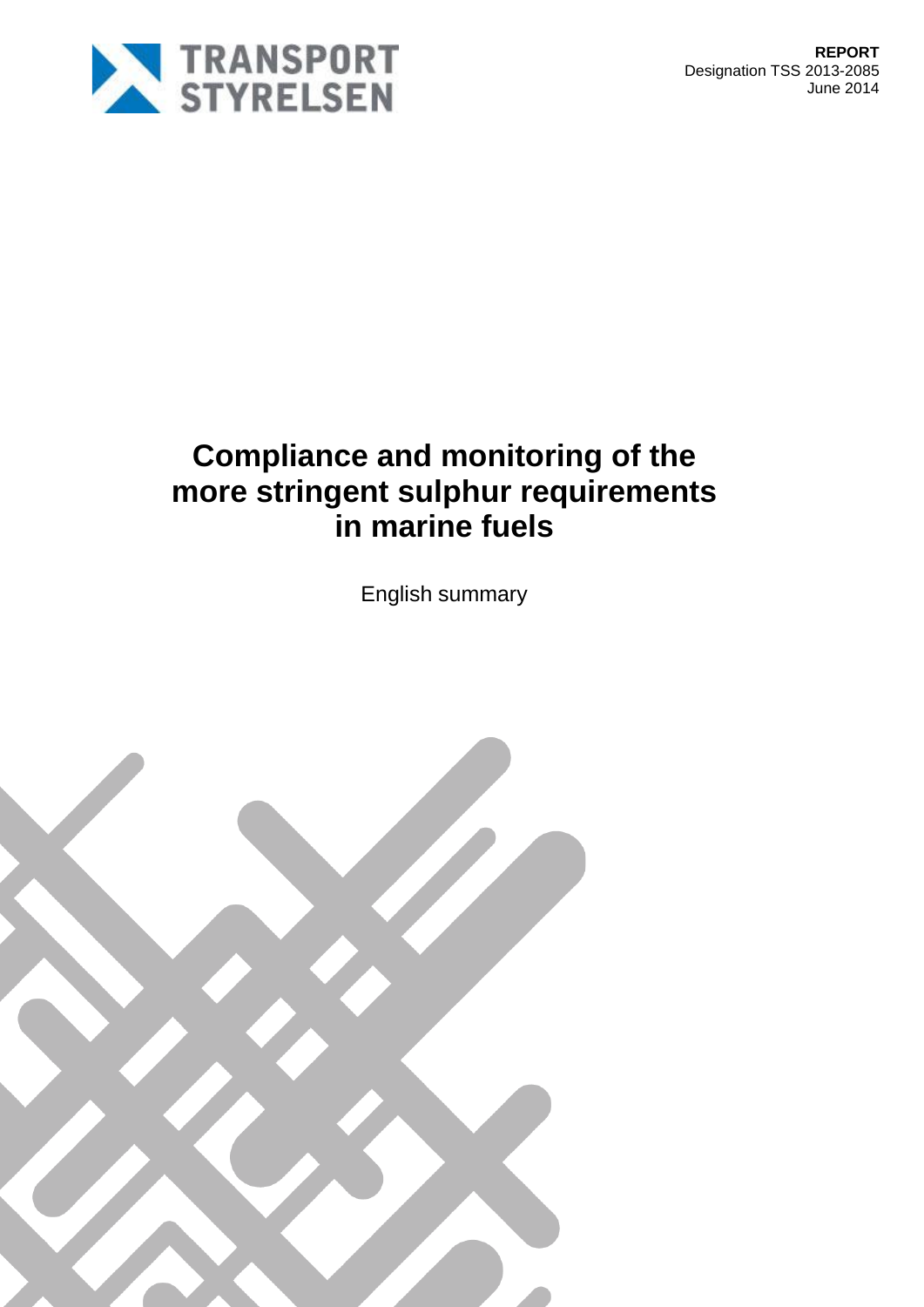TRANSPORT STYRELSEN

**REPORT**
Designation TSS 2013-2085
June 2014

# Compliance and monitoring of the more stringent sulphur requirements in marine fuels

English summary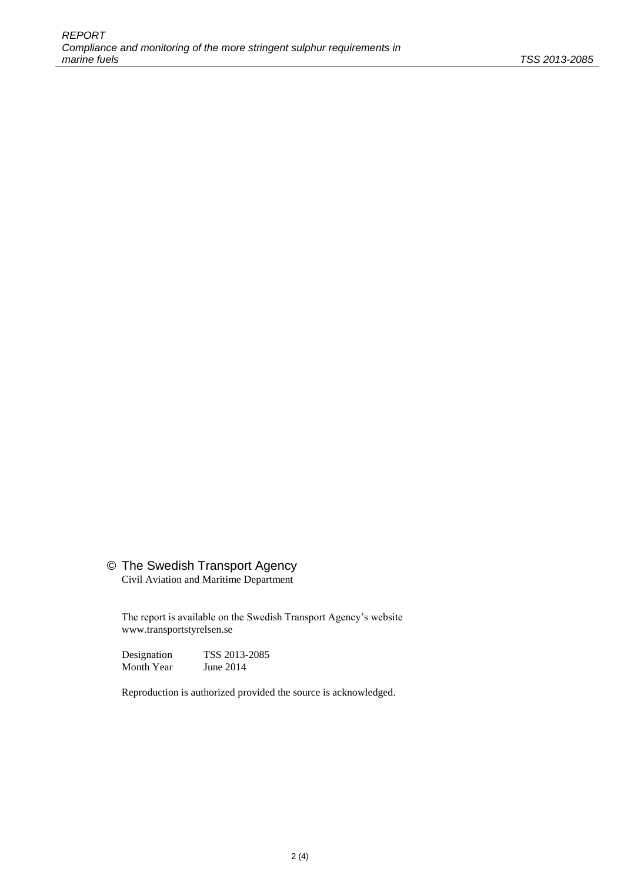© The Swedish Transport Agency
Civil Aviation and Maritime Department

The report is available on the Swedish Transport Agency's website
www.transportstyrelsen.se

| Designation | TSS 2013-2085 |
| --- | --- |
| Month Year | June 2014 |

Reproduction is authorized provided the source is acknowledged.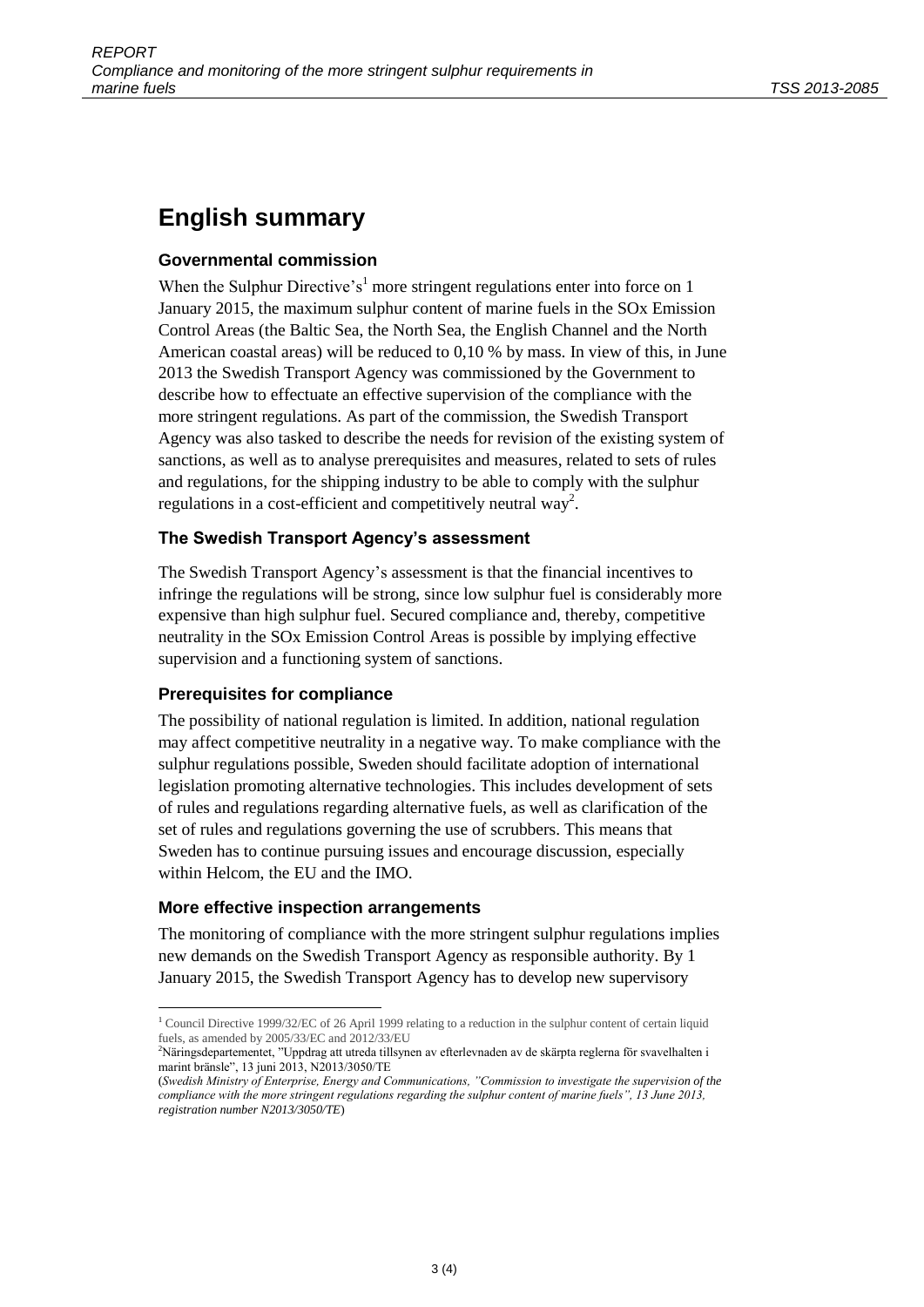# English summary

### Governmental commission

When the Sulphur Directive's[1] more stringent regulations enter into force on 1 January 2015, the maximum sulphur content of marine fuels in the SOx Emission Control Areas (the Baltic Sea, the North Sea, the English Channel and the North American coastal areas) will be reduced to 0,10 % by mass. In view of this, in June 2013 the Swedish Transport Agency was commissioned by the Government to describe how to effectuate an effective supervision of the compliance with the more stringent regulations. As part of the commission, the Swedish Transport Agency was also tasked to describe the needs for revision of the existing system of sanctions, as well as to analyse prerequisites and measures, related to sets of rules and regulations, for the shipping industry to be able to comply with the sulphur regulations in a cost-efficient and competitively neutral way[2].

### The Swedish Transport Agency's assessment

The Swedish Transport Agency's assessment is that the financial incentives to infringe the regulations will be strong, since low sulphur fuel is considerably more expensive than high sulphur fuel. Secured compliance and, thereby, competitive neutrality in the SOx Emission Control Areas is possible by implying effective supervision and a functioning system of sanctions.

### Prerequisites for compliance

The possibility of national regulation is limited. In addition, national regulation may affect competitive neutrality in a negative way. To make compliance with the sulphur regulations possible, Sweden should facilitate adoption of international legislation promoting alternative technologies. This includes development of sets of rules and regulations regarding alternative fuels, as well as clarification of the set of rules and regulations governing the use of scrubbers. This means that Sweden has to continue pursuing issues and encourage discussion, especially within Helcom, the EU and the IMO.

### More effective inspection arrangements

The monitoring of compliance with the more stringent sulphur regulations implies new demands on the Swedish Transport Agency as responsible authority. By 1 January 2015, the Swedish Transport Agency has to develop new supervisory

---

[1] Council Directive 1999/32/EC of 26 April 1999 relating to a reduction in the sulphur content of certain liquid fuels, as amended by 2005/33/EC and 2012/33/EU

[2] Näringsdepartementet, "Uppdrag att utreda tillsynen av efterlevnaden av de skärpta reglerna för svavelhalten i marint bränsle", 13 juni 2013, N2013/3050/TE
(*Swedish Ministry of Enterprise, Energy and Communications, "Commission to investigate the supervision of the compliance with the more stringent regulations regarding the sulphur content of marine fuels", 13 June 2013, registration number N2013/3050/TE*)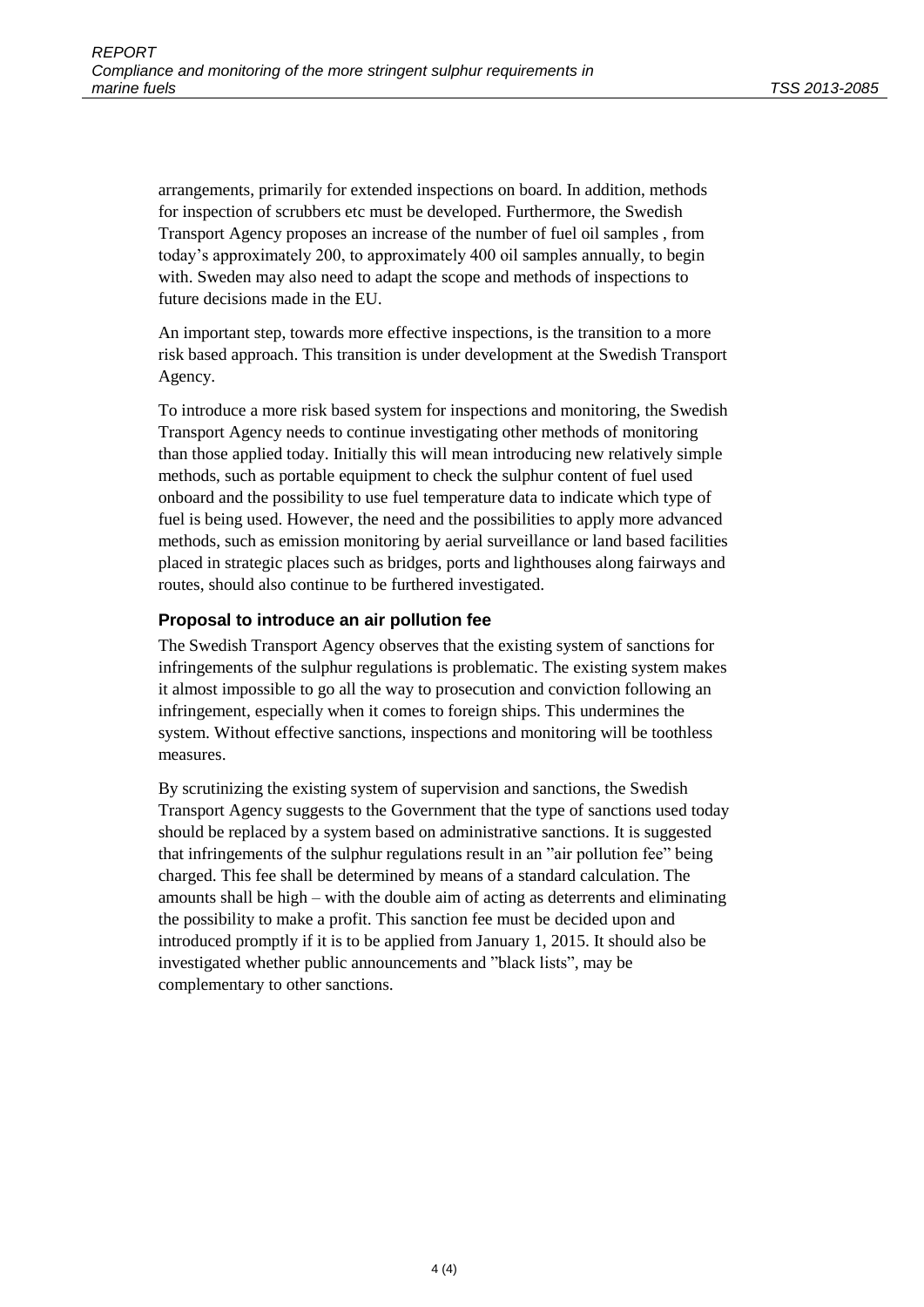arrangements, primarily for extended inspections on board. In addition, methods for inspection of scrubbers etc must be developed. Furthermore, the Swedish Transport Agency proposes an increase of the number of fuel oil samples , from today's approximately 200, to approximately 400 oil samples annually, to begin with. Sweden may also need to adapt the scope and methods of inspections to future decisions made in the EU.

An important step, towards more effective inspections, is the transition to a more risk based approach. This transition is under development at the Swedish Transport Agency.

To introduce a more risk based system for inspections and monitoring, the Swedish Transport Agency needs to continue investigating other methods of monitoring than those applied today. Initially this will mean introducing new relatively simple methods, such as portable equipment to check the sulphur content of fuel used onboard and the possibility to use fuel temperature data to indicate which type of fuel is being used. However, the need and the possibilities to apply more advanced methods, such as emission monitoring by aerial surveillance or land based facilities placed in strategic places such as bridges, ports and lighthouses along fairways and routes, should also continue to be furthered investigated.

### Proposal to introduce an air pollution fee

The Swedish Transport Agency observes that the existing system of sanctions for infringements of the sulphur regulations is problematic. The existing system makes it almost impossible to go all the way to prosecution and conviction following an infringement, especially when it comes to foreign ships. This undermines the system. Without effective sanctions, inspections and monitoring will be toothless measures.

By scrutinizing the existing system of supervision and sanctions, the Swedish Transport Agency suggests to the Government that the type of sanctions used today should be replaced by a system based on administrative sanctions. It is suggested that infringements of the sulphur regulations result in an "air pollution fee" being charged. This fee shall be determined by means of a standard calculation. The amounts shall be high – with the double aim of acting as deterrents and eliminating the possibility to make a profit. This sanction fee must be decided upon and introduced promptly if it is to be applied from January 1, 2015. It should also be investigated whether public announcements and "black lists", may be complementary to other sanctions.